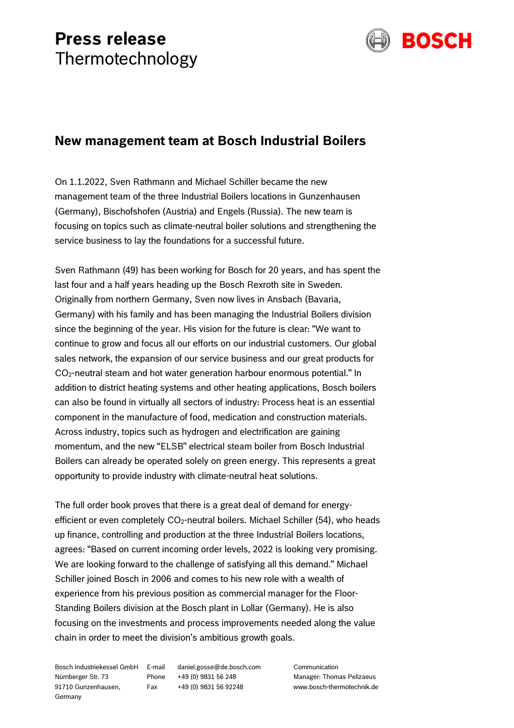# Press release
Thermotechnology

## New management team at Bosch Industrial Boilers

On 1.1.2022, Sven Rathmann and Michael Schiller became the new management team of the three Industrial Boilers locations in Gunzenhausen (Germany), Bischofshofen (Austria) and Engels (Russia). The new team is focusing on topics such as climate-neutral boiler solutions and strengthening the service business to lay the foundations for a successful future.

Sven Rathmann (49) has been working for Bosch for 20 years, and has spent the last four and a half years heading up the Bosch Rexroth site in Sweden. Originally from northern Germany, Sven now lives in Ansbach (Bavaria, Germany) with his family and has been managing the Industrial Boilers division since the beginning of the year. His vision for the future is clear: "We want to continue to grow and focus all our efforts on our industrial customers. Our global sales network, the expansion of our service business and our great products for $CO_2$-neutral steam and hot water generation harbour enormous potential." In addition to district heating systems and other heating applications, Bosch boilers can also be found in virtually all sectors of industry: Process heat is an essential component in the manufacture of food, medication and construction materials. Across industry, topics such as hydrogen and electrification are gaining momentum, and the new "ELSB" electrical steam boiler from Bosch Industrial Boilers can already be operated solely on green energy. This represents a great opportunity to provide industry with climate-neutral heat solutions.

The full order book proves that there is a great deal of demand for energy-efficient or even completely $CO_2$-neutral boilers. Michael Schiller (54), who heads up finance, controlling and production at the three Industrial Boilers locations, agrees: "Based on current incoming order levels, 2022 is looking very promising. We are looking forward to the challenge of satisfying all this demand." Michael Schiller joined Bosch in 2006 and comes to his new role with a wealth of experience from his previous position as commercial manager for the Floor-Standing Boilers division at the Bosch plant in Lollar (Germany). He is also focusing on the investments and process improvements needed along the value chain in order to meet the division's ambitious growth goals.

Bosch Industriekessel GmbH
Nürnberger Str. 73
91710 Gunzenhausen, Germany

E-mail daniel.gosse@de.bosch.com
Phone +49 (0) 9831 56 248
Fax +49 (0) 9831 56 92248

Communication
Manager: Thomas Pelizaeus
www.bosch-thermotechnik.de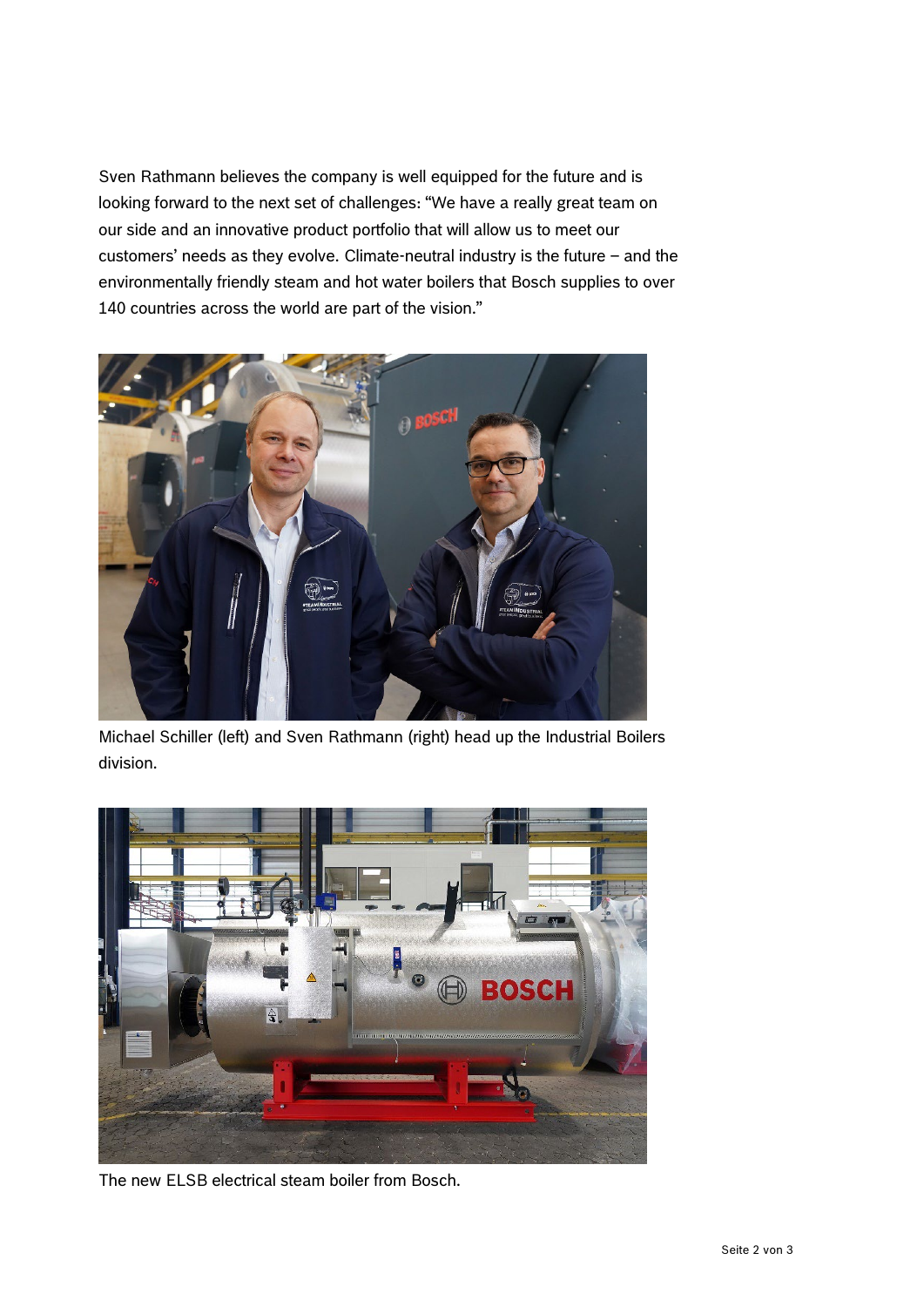Sven Rathmann believes the company is well equipped for the future and is looking forward to the next set of challenges: “We have a really great team on our side and an innovative product portfolio that will allow us to meet our customers’ needs as they evolve. Climate-neutral industry is the future – and the environmentally friendly steam and hot water boilers that Bosch supplies to over 140 countries across the world are part of the vision.”

Michael Schiller (left) and Sven Rathmann (right) head up the Industrial Boilers division.

The new ELSB electrical steam boiler from Bosch.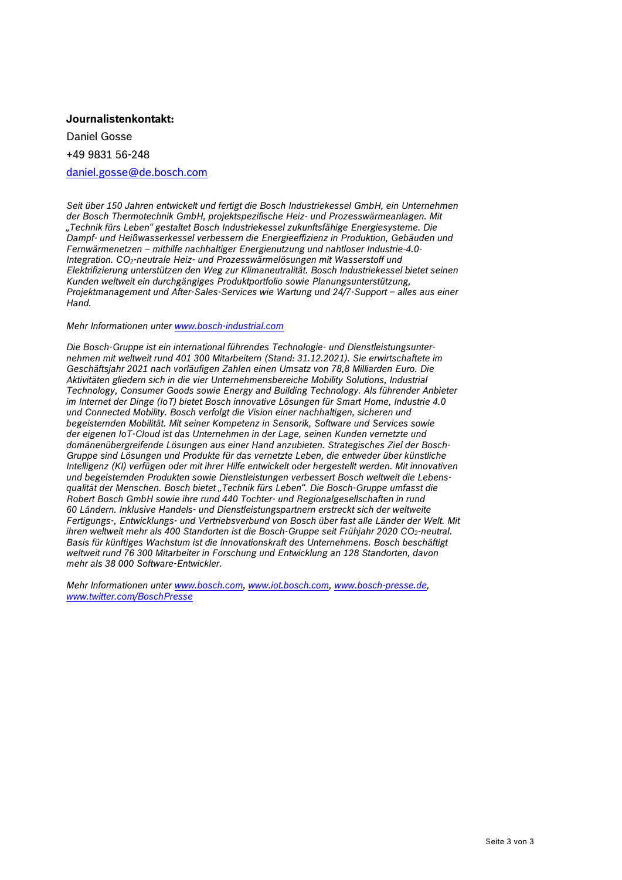**Journalistenkontakt:**

Daniel Gosse

+49 9831 56-248

daniel.gosse@de.bosch.com

*Seit über 150 Jahren entwickelt und fertigt die Bosch Industriekessel GmbH, ein Unternehmen der Bosch Thermotechnik GmbH, projektspezifische Heiz- und Prozesswärmeanlagen. Mit „Technik fürs Leben" gestaltet Bosch Industriekessel zukunftsfähige Energiesysteme. Die Dampf- und Heißwasserkessel verbessern die Energieeffizienz in Produktion, Gebäuden und Fernwärmenetzen – mithilfe nachhaltiger Energienutzung und nahtloser Industrie-4.0-Integration. $CO_2$-neutrale Heiz- und Prozesswärmelösungen mit Wasserstoff und Elektrifizierung unterstützen den Weg zur Klimaneutralität. Bosch Industriekessel bietet seinen Kunden weltweit ein durchgängiges Produktportfolio sowie Planungsunterstützung, Projektmanagement und After-Sales-Services wie Wartung und 24/7-Support – alles aus einer Hand.*

*Mehr Informationen unter www.bosch-industrial.com*

*Die Bosch-Gruppe ist ein international führendes Technologie- und Dienstleistungsunternehmen mit weltweit rund 401 300 Mitarbeitern (Stand: 31.12.2021). Sie erwirtschaftete im Geschäftsjahr 2021 nach vorläufigen Zahlen einen Umsatz von 78,8 Milliarden Euro. Die Aktivitäten gliedern sich in die vier Unternehmensbereiche Mobility Solutions, Industrial Technology, Consumer Goods sowie Energy and Building Technology. Als führender Anbieter im Internet der Dinge (IoT) bietet Bosch innovative Lösungen für Smart Home, Industrie 4.0 und Connected Mobility. Bosch verfolgt die Vision einer nachhaltigen, sicheren und begeisternden Mobilität. Mit seiner Kompetenz in Sensorik, Software und Services sowie der eigenen IoT-Cloud ist das Unternehmen in der Lage, seinen Kunden vernetzte und domänenübergreifende Lösungen aus einer Hand anzubieten. Strategisches Ziel der Bosch-Gruppe sind Lösungen und Produkte für das vernetzte Leben, die entweder über künstliche Intelligenz (KI) verfügen oder mit ihrer Hilfe entwickelt oder hergestellt werden. Mit innovativen und begeisternden Produkten sowie Dienstleistungen verbessert Bosch weltweit die Lebensqualität der Menschen. Bosch bietet „Technik fürs Leben". Die Bosch-Gruppe umfasst die Robert Bosch GmbH sowie ihre rund 440 Tochter- und Regionalgesellschaften in rund 60 Ländern. Inklusive Handels- und Dienstleistungspartnern erstreckt sich der weltweite Fertigungs-, Entwicklungs- und Vertriebsverbund von Bosch über fast alle Länder der Welt. Mit ihren weltweit mehr als 400 Standorten ist die Bosch-Gruppe seit Frühjahr 2020 $CO_2$-neutral. Basis für künftiges Wachstum ist die Innovationskraft des Unternehmens. Bosch beschäftigt weltweit rund 76 300 Mitarbeiter in Forschung und Entwicklung an 128 Standorten, davon mehr als 38 000 Software-Entwickler.*

*Mehr Informationen unter www.bosch.com, www.iot.bosch.com, www.bosch-presse.de, www.twitter.com/BoschPresse*